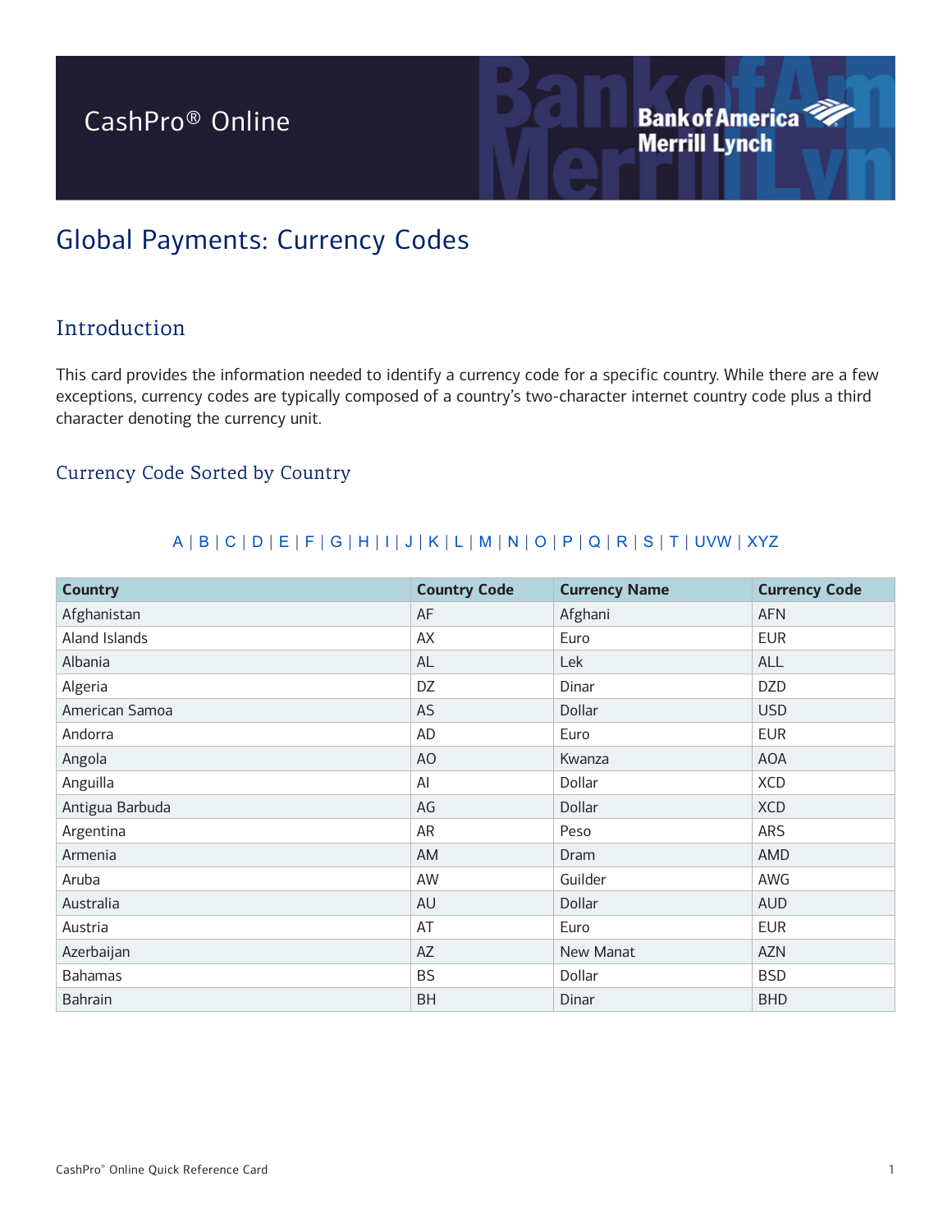# CashPro® Online

# Global Payments: Currency Codes

## Introduction

This card provides the information needed to identify a currency code for a specific country. While there are a few exceptions, currency codes are typically composed of a country's two-character internet country code plus a third character denoting the currency unit.

### Currency Code Sorted by Country

A | B | C | D | E | F | G | H | I | J | K | L | M | N | O | P | Q | R | S | T | UVW | XYZ

| Country | Country Code | Currency Name | Currency Code |
| --- | --- | --- | --- |
| Afghanistan | AF | Afghani | AFN |
| Aland Islands | AX | Euro | EUR |
| Albania | AL | Lek | ALL |
| Algeria | DZ | Dinar | DZD |
| American Samoa | AS | Dollar | USD |
| Andorra | AD | Euro | EUR |
| Angola | AO | Kwanza | AOA |
| Anguilla | AI | Dollar | XCD |
| Antigua Barbuda | AG | Dollar | XCD |
| Argentina | AR | Peso | ARS |
| Armenia | AM | Dram | AMD |
| Aruba | AW | Guilder | AWG |
| Australia | AU | Dollar | AUD |
| Austria | AT | Euro | EUR |
| Azerbaijan | AZ | New Manat | AZN |
| Bahamas | BS | Dollar | BSD |
| Bahrain | BH | Dinar | BHD |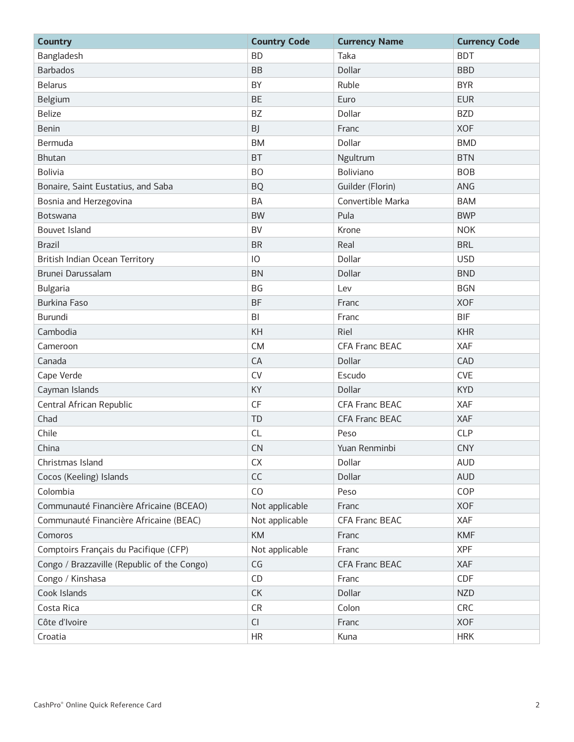| Country | Country Code | Currency Name | Currency Code |
|---|---|---|---|
| Bangladesh | BD | Taka | BDT |
| Barbados | BB | Dollar | BBD |
| Belarus | BY | Ruble | BYR |
| Belgium | BE | Euro | EUR |
| Belize | BZ | Dollar | BZD |
| Benin | BJ | Franc | XOF |
| Bermuda | BM | Dollar | BMD |
| Bhutan | BT | Ngultrum | BTN |
| Bolivia | BO | Boliviano | BOB |
| Bonaire, Saint Eustatius, and Saba | BQ | Guilder (Florin) | ANG |
| Bosnia and Herzegovina | BA | Convertible Marka | BAM |
| Botswana | BW | Pula | BWP |
| Bouvet Island | BV | Krone | NOK |
| Brazil | BR | Real | BRL |
| British Indian Ocean Territory | IO | Dollar | USD |
| Brunei Darussalam | BN | Dollar | BND |
| Bulgaria | BG | Lev | BGN |
| Burkina Faso | BF | Franc | XOF |
| Burundi | BI | Franc | BIF |
| Cambodia | KH | Riel | KHR |
| Cameroon | CM | CFA Franc BEAC | XAF |
| Canada | CA | Dollar | CAD |
| Cape Verde | CV | Escudo | CVE |
| Cayman Islands | KY | Dollar | KYD |
| Central African Republic | CF | CFA Franc BEAC | XAF |
| Chad | TD | CFA Franc BEAC | XAF |
| Chile | CL | Peso | CLP |
| China | CN | Yuan Renminbi | CNY |
| Christmas Island | CX | Dollar | AUD |
| Cocos (Keeling) Islands | CC | Dollar | AUD |
| Colombia | CO | Peso | COP |
| Communauté Financière Africaine (BCEAO) | Not applicable | Franc | XOF |
| Communauté Financière Africaine (BEAC) | Not applicable | CFA Franc BEAC | XAF |
| Comoros | KM | Franc | KMF |
| Comptoirs Français du Pacifique (CFP) | Not applicable | Franc | XPF |
| Congo / Brazzaville (Republic of the Congo) | CG | CFA Franc BEAC | XAF |
| Congo / Kinshasa | CD | Franc | CDF |
| Cook Islands | CK | Dollar | NZD |
| Costa Rica | CR | Colon | CRC |
| Côte d'Ivoire | CI | Franc | XOF |
| Croatia | HR | Kuna | HRK |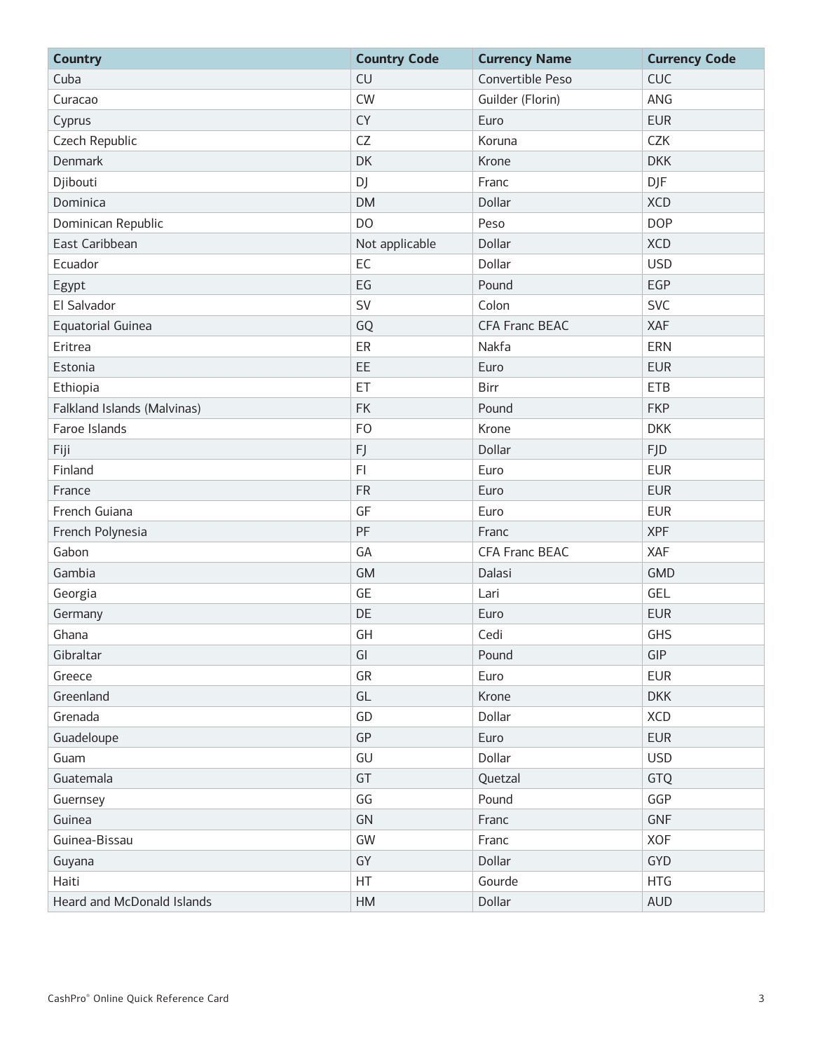| Country | Country Code | Currency Name | Currency Code |
| --- | --- | --- | --- |
| Cuba | CU | Convertible Peso | CUC |
| Curacao | CW | Guilder (Florin) | ANG |
| Cyprus | CY | Euro | EUR |
| Czech Republic | CZ | Koruna | CZK |
| Denmark | DK | Krone | DKK |
| Djibouti | DJ | Franc | DJF |
| Dominica | DM | Dollar | XCD |
| Dominican Republic | DO | Peso | DOP |
| East Caribbean | Not applicable | Dollar | XCD |
| Ecuador | EC | Dollar | USD |
| Egypt | EG | Pound | EGP |
| El Salvador | SV | Colon | SVC |
| Equatorial Guinea | GQ | CFA Franc BEAC | XAF |
| Eritrea | ER | Nakfa | ERN |
| Estonia | EE | Euro | EUR |
| Ethiopia | ET | Birr | ETB |
| Falkland Islands (Malvinas) | FK | Pound | FKP |
| Faroe Islands | FO | Krone | DKK |
| Fiji | FJ | Dollar | FJD |
| Finland | FI | Euro | EUR |
| France | FR | Euro | EUR |
| French Guiana | GF | Euro | EUR |
| French Polynesia | PF | Franc | XPF |
| Gabon | GA | CFA Franc BEAC | XAF |
| Gambia | GM | Dalasi | GMD |
| Georgia | GE | Lari | GEL |
| Germany | DE | Euro | EUR |
| Ghana | GH | Cedi | GHS |
| Gibraltar | GI | Pound | GIP |
| Greece | GR | Euro | EUR |
| Greenland | GL | Krone | DKK |
| Grenada | GD | Dollar | XCD |
| Guadeloupe | GP | Euro | EUR |
| Guam | GU | Dollar | USD |
| Guatemala | GT | Quetzal | GTQ |
| Guernsey | GG | Pound | GGP |
| Guinea | GN | Franc | GNF |
| Guinea-Bissau | GW | Franc | XOF |
| Guyana | GY | Dollar | GYD |
| Haiti | HT | Gourde | HTG |
| Heard and McDonald Islands | HM | Dollar | AUD |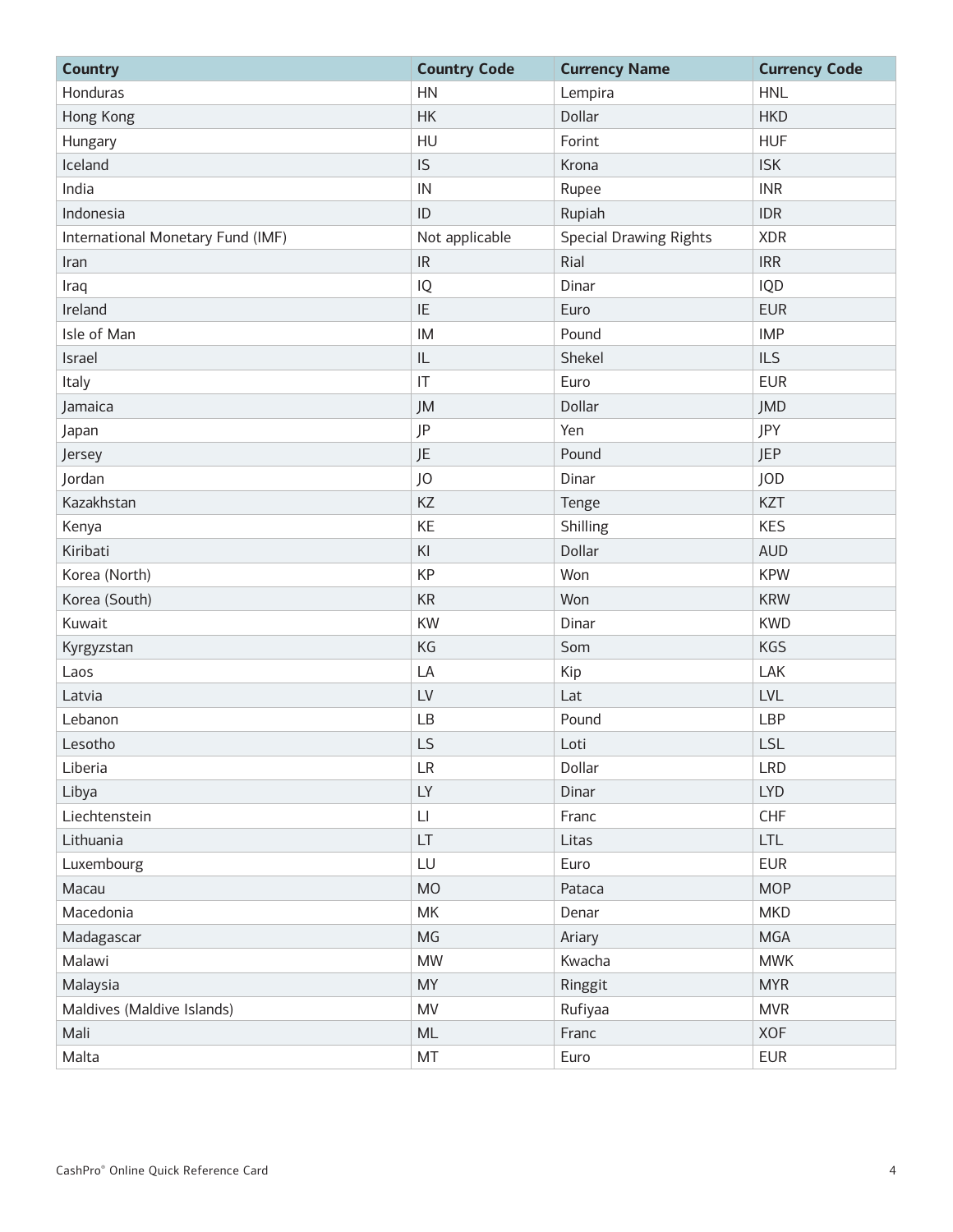| Country | Country Code | Currency Name | Currency Code |
| --- | --- | --- | --- |
| Honduras | HN | Lempira | HNL |
| Hong Kong | HK | Dollar | HKD |
| Hungary | HU | Forint | HUF |
| Iceland | IS | Krona | ISK |
| India | IN | Rupee | INR |
| Indonesia | ID | Rupiah | IDR |
| International Monetary Fund (IMF) | Not applicable | Special Drawing Rights | XDR |
| Iran | IR | Rial | IRR |
| Iraq | IQ | Dinar | IQD |
| Ireland | IE | Euro | EUR |
| Isle of Man | IM | Pound | IMP |
| Israel | IL | Shekel | ILS |
| Italy | IT | Euro | EUR |
| Jamaica | JM | Dollar | JMD |
| Japan | JP | Yen | JPY |
| Jersey | JE | Pound | JEP |
| Jordan | JO | Dinar | JOD |
| Kazakhstan | KZ | Tenge | KZT |
| Kenya | KE | Shilling | KES |
| Kiribati | KI | Dollar | AUD |
| Korea (North) | KP | Won | KPW |
| Korea (South) | KR | Won | KRW |
| Kuwait | KW | Dinar | KWD |
| Kyrgyzstan | KG | Som | KGS |
| Laos | LA | Kip | LAK |
| Latvia | LV | Lat | LVL |
| Lebanon | LB | Pound | LBP |
| Lesotho | LS | Loti | LSL |
| Liberia | LR | Dollar | LRD |
| Libya | LY | Dinar | LYD |
| Liechtenstein | LI | Franc | CHF |
| Lithuania | LT | Litas | LTL |
| Luxembourg | LU | Euro | EUR |
| Macau | MO | Pataca | MOP |
| Macedonia | MK | Denar | MKD |
| Madagascar | MG | Ariary | MGA |
| Malawi | MW | Kwacha | MWK |
| Malaysia | MY | Ringgit | MYR |
| Maldives (Maldive Islands) | MV | Rufiyaa | MVR |
| Mali | ML | Franc | XOF |
| Malta | MT | Euro | EUR |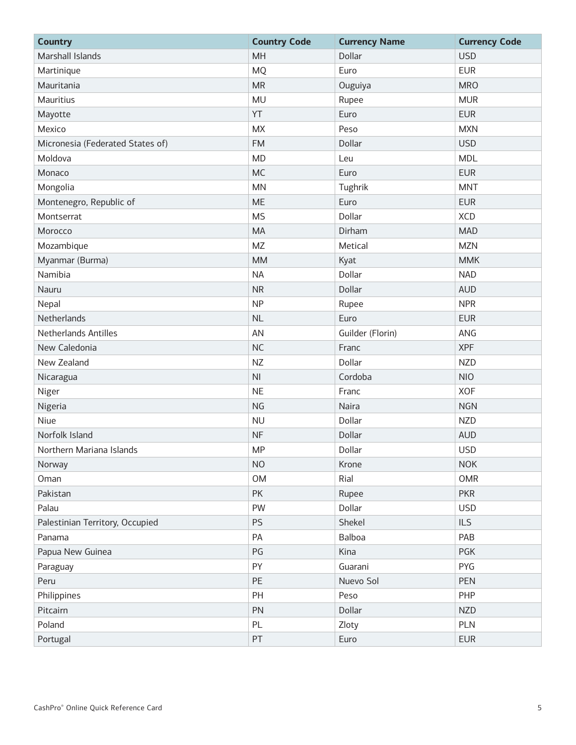| Country | Country Code | Currency Name | Currency Code |
| --- | --- | --- | --- |
| Marshall Islands | MH | Dollar | USD |
| Martinique | MQ | Euro | EUR |
| Mauritania | MR | Ouguiya | MRO |
| Mauritius | MU | Rupee | MUR |
| Mayotte | YT | Euro | EUR |
| Mexico | MX | Peso | MXN |
| Micronesia (Federated States of) | FM | Dollar | USD |
| Moldova | MD | Leu | MDL |
| Monaco | MC | Euro | EUR |
| Mongolia | MN | Tughrik | MNT |
| Montenegro, Republic of | ME | Euro | EUR |
| Montserrat | MS | Dollar | XCD |
| Morocco | MA | Dirham | MAD |
| Mozambique | MZ | Metical | MZN |
| Myanmar (Burma) | MM | Kyat | MMK |
| Namibia | NA | Dollar | NAD |
| Nauru | NR | Dollar | AUD |
| Nepal | NP | Rupee | NPR |
| Netherlands | NL | Euro | EUR |
| Netherlands Antilles | AN | Guilder (Florin) | ANG |
| New Caledonia | NC | Franc | XPF |
| New Zealand | NZ | Dollar | NZD |
| Nicaragua | NI | Cordoba | NIO |
| Niger | NE | Franc | XOF |
| Nigeria | NG | Naira | NGN |
| Niue | NU | Dollar | NZD |
| Norfolk Island | NF | Dollar | AUD |
| Northern Mariana Islands | MP | Dollar | USD |
| Norway | NO | Krone | NOK |
| Oman | OM | Rial | OMR |
| Pakistan | PK | Rupee | PKR |
| Palau | PW | Dollar | USD |
| Palestinian Territory, Occupied | PS | Shekel | ILS |
| Panama | PA | Balboa | PAB |
| Papua New Guinea | PG | Kina | PGK |
| Paraguay | PY | Guarani | PYG |
| Peru | PE | Nuevo Sol | PEN |
| Philippines | PH | Peso | PHP |
| Pitcairn | PN | Dollar | NZD |
| Poland | PL | Zloty | PLN |
| Portugal | PT | Euro | EUR |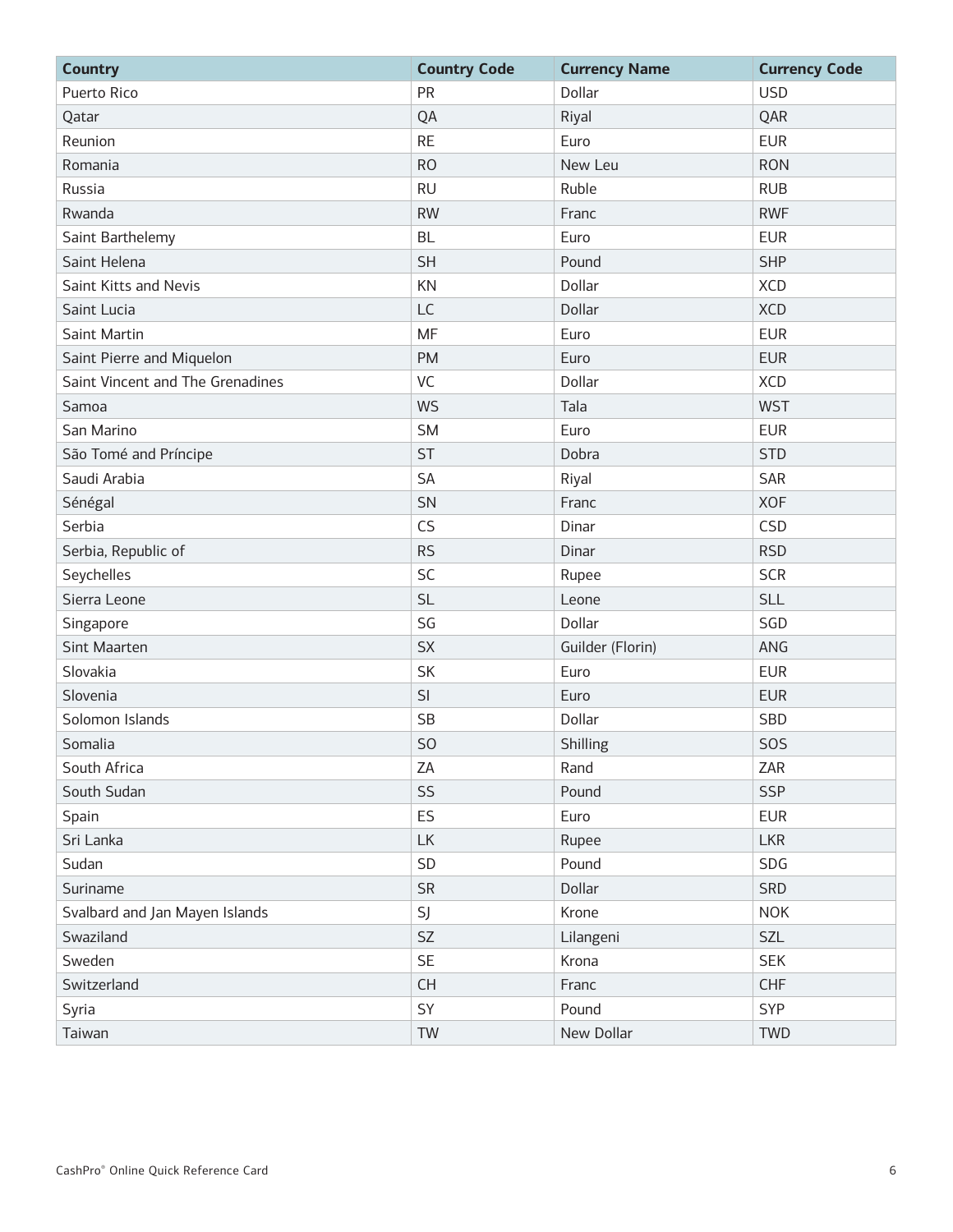| Country | Country Code | Currency Name | Currency Code |
| --- | --- | --- | --- |
| Puerto Rico | PR | Dollar | USD |
| Qatar | QA | Riyal | QAR |
| Reunion | RE | Euro | EUR |
| Romania | RO | New Leu | RON |
| Russia | RU | Ruble | RUB |
| Rwanda | RW | Franc | RWF |
| Saint Barthelemy | BL | Euro | EUR |
| Saint Helena | SH | Pound | SHP |
| Saint Kitts and Nevis | KN | Dollar | XCD |
| Saint Lucia | LC | Dollar | XCD |
| Saint Martin | MF | Euro | EUR |
| Saint Pierre and Miquelon | PM | Euro | EUR |
| Saint Vincent and The Grenadines | VC | Dollar | XCD |
| Samoa | WS | Tala | WST |
| San Marino | SM | Euro | EUR |
| São Tomé and Príncipe | ST | Dobra | STD |
| Saudi Arabia | SA | Riyal | SAR |
| Sénégal | SN | Franc | XOF |
| Serbia | CS | Dinar | CSD |
| Serbia, Republic of | RS | Dinar | RSD |
| Seychelles | SC | Rupee | SCR |
| Sierra Leone | SL | Leone | SLL |
| Singapore | SG | Dollar | SGD |
| Sint Maarten | SX | Guilder (Florin) | ANG |
| Slovakia | SK | Euro | EUR |
| Slovenia | SI | Euro | EUR |
| Solomon Islands | SB | Dollar | SBD |
| Somalia | SO | Shilling | SOS |
| South Africa | ZA | Rand | ZAR |
| South Sudan | SS | Pound | SSP |
| Spain | ES | Euro | EUR |
| Sri Lanka | LK | Rupee | LKR |
| Sudan | SD | Pound | SDG |
| Suriname | SR | Dollar | SRD |
| Svalbard and Jan Mayen Islands | SJ | Krone | NOK |
| Swaziland | SZ | Lilangeni | SZL |
| Sweden | SE | Krona | SEK |
| Switzerland | CH | Franc | CHF |
| Syria | SY | Pound | SYP |
| Taiwan | TW | New Dollar | TWD |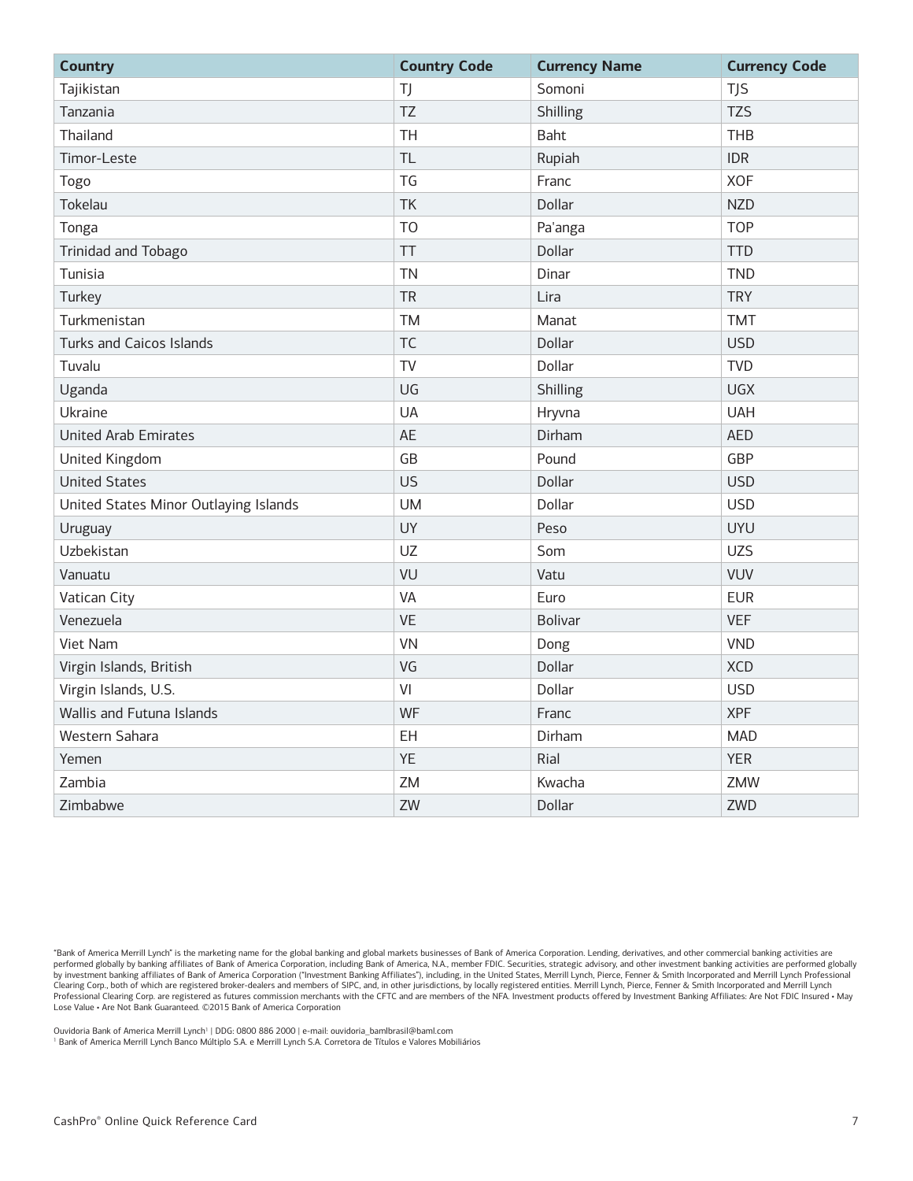| Country | Country Code | Currency Name | Currency Code |
|---|---|---|---|
| Tajikistan | TJ | Somoni | TJS |
| Tanzania | TZ | Shilling | TZS |
| Thailand | TH | Baht | THB |
| Timor-Leste | TL | Rupiah | IDR |
| Togo | TG | Franc | XOF |
| Tokelau | TK | Dollar | NZD |
| Tonga | TO | Pa'anga | TOP |
| Trinidad and Tobago | TT | Dollar | TTD |
| Tunisia | TN | Dinar | TND |
| Turkey | TR | Lira | TRY |
| Turkmenistan | TM | Manat | TMT |
| Turks and Caicos Islands | TC | Dollar | USD |
| Tuvalu | TV | Dollar | TVD |
| Uganda | UG | Shilling | UGX |
| Ukraine | UA | Hryvna | UAH |
| United Arab Emirates | AE | Dirham | AED |
| United Kingdom | GB | Pound | GBP |
| United States | US | Dollar | USD |
| United States Minor Outlaying Islands | UM | Dollar | USD |
| Uruguay | UY | Peso | UYU |
| Uzbekistan | UZ | Som | UZS |
| Vanuatu | VU | Vatu | VUV |
| Vatican City | VA | Euro | EUR |
| Venezuela | VE | Bolivar | VEF |
| Viet Nam | VN | Dong | VND |
| Virgin Islands, British | VG | Dollar | XCD |
| Virgin Islands, U.S. | VI | Dollar | USD |
| Wallis and Futuna Islands | WF | Franc | XPF |
| Western Sahara | EH | Dirham | MAD |
| Yemen | YE | Rial | YER |
| Zambia | ZM | Kwacha | ZMW |
| Zimbabwe | ZW | Dollar | ZWD |

"Bank of America Merrill Lynch" is the marketing name for the global banking and global markets businesses of Bank of America Corporation. Lending, derivatives, and other commercial banking activities are performed globally by banking affiliates of Bank of America Corporation, including Bank of America, N.A., member FDIC. Securities, strategic advisory, and other investment banking activities are performed globally by investment banking affiliates of Bank of America Corporation ("Investment Banking Affiliates"), including, in the United States, Merrill Lynch, Pierce, Fenner & Smith Incorporated and Merrill Lynch Professional Clearing Corp., both of which are registered broker-dealers and members of SIPC, and, in other jurisdictions, by locally registered entities. Merrill Lynch, Pierce, Fenner & Smith Incorporated and Merrill Lynch Professional Clearing Corp. are registered as futures commission merchants with the CFTC and are members of the NFA. Investment products offered by Investment Banking Affiliates: Are Not FDIC Insured • May Lose Value • Are Not Bank Guaranteed. ©2015 Bank of America Corporation

Ouvidoria Bank of America Merrill Lynch[1] | DDG: 0800 886 2000 | e-mail: ouvidoria_bamlbrasil@baml.com

[1] Bank of America Merrill Lynch Banco Múltiplo S.A. e Merrill Lynch S.A. Corretora de Títulos e Valores Mobiliários